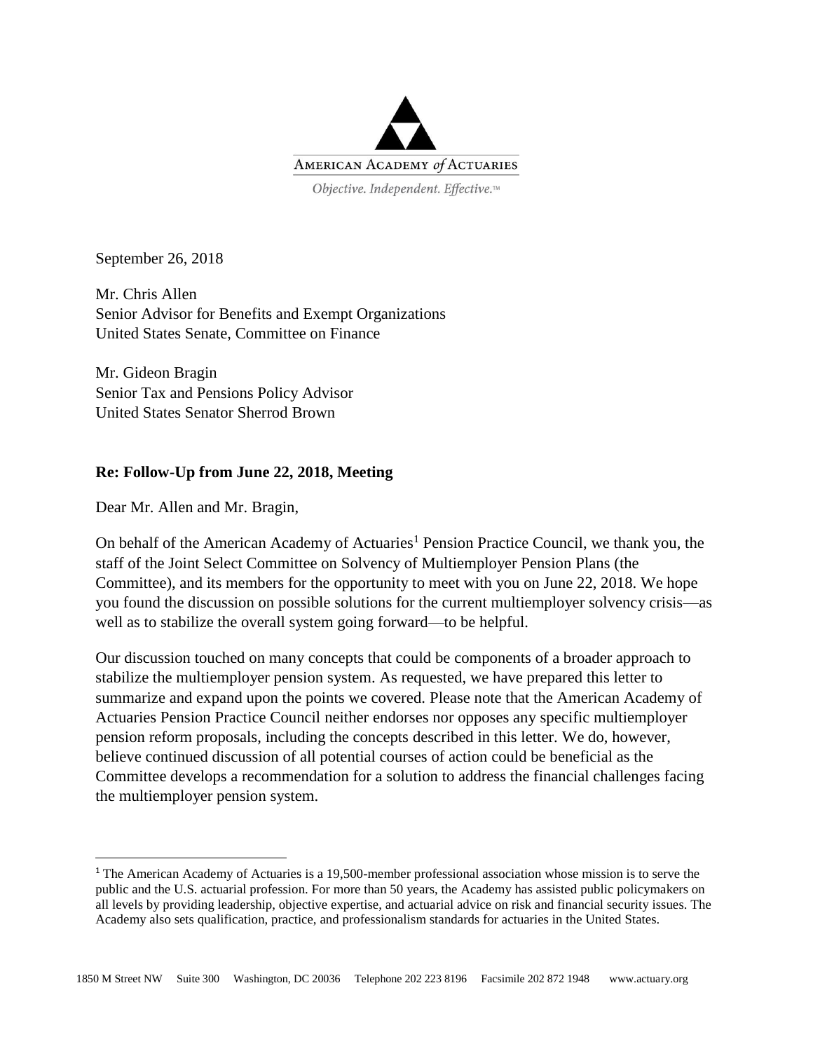AMERICAN ACADEMY *of* ACTUARIES

*Objective. Independent. Effective.™*

September 26, 2018

Mr. Chris Allen
Senior Advisor for Benefits and Exempt Organizations
United States Senate, Committee on Finance

Mr. Gideon Bragin
Senior Tax and Pensions Policy Advisor
United States Senator Sherrod Brown

**Re: Follow-Up from June 22, 2018, Meeting**

Dear Mr. Allen and Mr. Bragin,

On behalf of the American Academy of Actuaries[1] Pension Practice Council, we thank you, the staff of the Joint Select Committee on Solvency of Multiemployer Pension Plans (the Committee), and its members for the opportunity to meet with you on June 22, 2018. We hope you found the discussion on possible solutions for the current multiemployer solvency crisis—as well as to stabilize the overall system going forward—to be helpful.

Our discussion touched on many concepts that could be components of a broader approach to stabilize the multiemployer pension system. As requested, we have prepared this letter to summarize and expand upon the points we covered. Please note that the American Academy of Actuaries Pension Practice Council neither endorses nor opposes any specific multiemployer pension reform proposals, including the concepts described in this letter. We do, however, believe continued discussion of all potential courses of action could be beneficial as the Committee develops a recommendation for a solution to address the financial challenges facing the multiemployer pension system.

[1] The American Academy of Actuaries is a 19,500-member professional association whose mission is to serve the public and the U.S. actuarial profession. For more than 50 years, the Academy has assisted public policymakers on all levels by providing leadership, objective expertise, and actuarial advice on risk and financial security issues. The Academy also sets qualification, practice, and professionalism standards for actuaries in the United States.

1850 M Street NW Suite 300 Washington, DC 20036 Telephone 202 223 8196 Facsimile 202 872 1948 www.actuary.org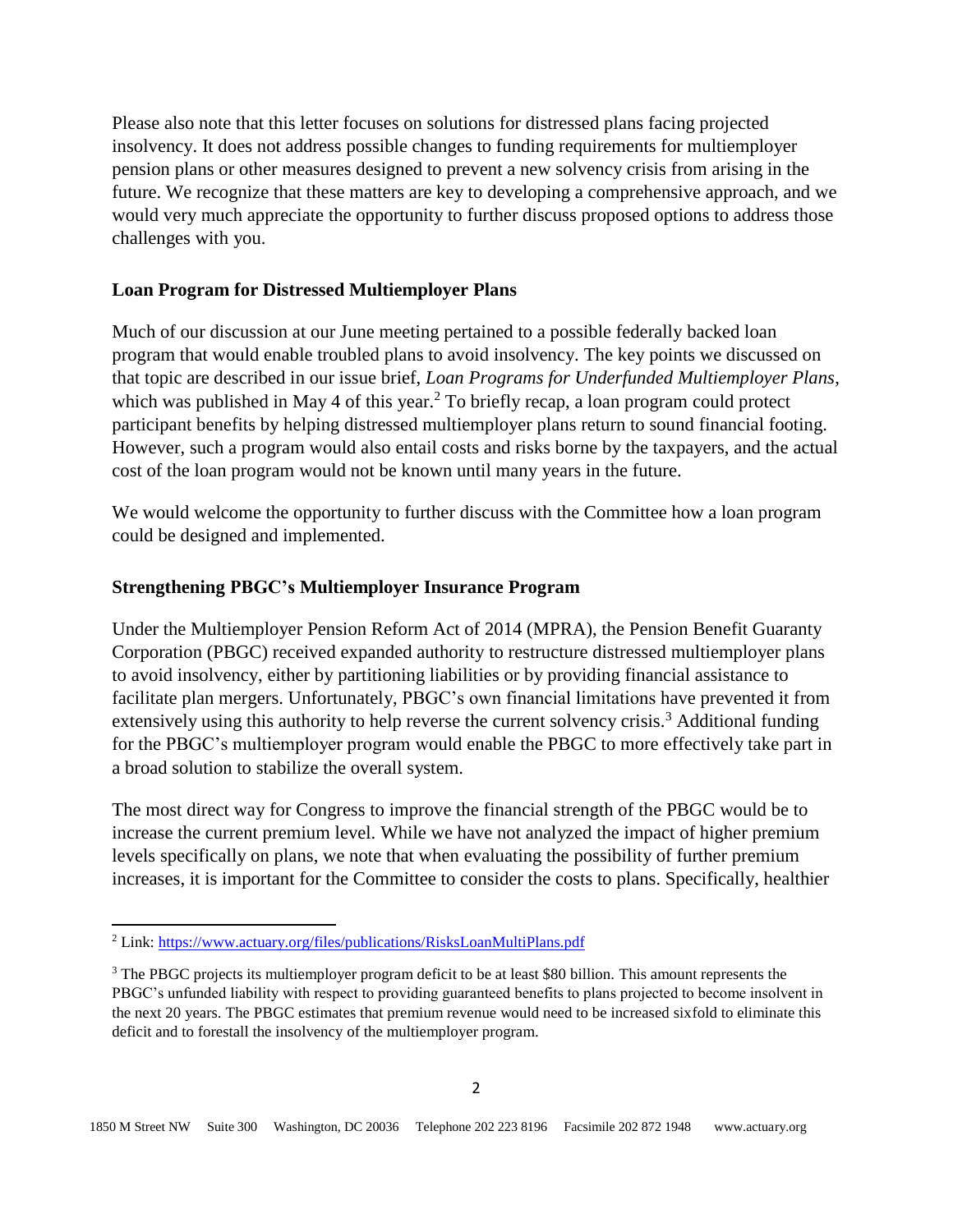Please also note that this letter focuses on solutions for distressed plans facing projected insolvency. It does not address possible changes to funding requirements for multiemployer pension plans or other measures designed to prevent a new solvency crisis from arising in the future. We recognize that these matters are key to developing a comprehensive approach, and we would very much appreciate the opportunity to further discuss proposed options to address those challenges with you.

**Loan Program for Distressed Multiemployer Plans**

Much of our discussion at our June meeting pertained to a possible federally backed loan program that would enable troubled plans to avoid insolvency. The key points we discussed on that topic are described in our issue brief, *Loan Programs for Underfunded Multiemployer Plans*, which was published in May 4 of this year.[2] To briefly recap, a loan program could protect participant benefits by helping distressed multiemployer plans return to sound financial footing. However, such a program would also entail costs and risks borne by the taxpayers, and the actual cost of the loan program would not be known until many years in the future.

We would welcome the opportunity to further discuss with the Committee how a loan program could be designed and implemented.

**Strengthening PBGC's Multiemployer Insurance Program**

Under the Multiemployer Pension Reform Act of 2014 (MPRA), the Pension Benefit Guaranty Corporation (PBGC) received expanded authority to restructure distressed multiemployer plans to avoid insolvency, either by partitioning liabilities or by providing financial assistance to facilitate plan mergers. Unfortunately, PBGC's own financial limitations have prevented it from extensively using this authority to help reverse the current solvency crisis.[3] Additional funding for the PBGC's multiemployer program would enable the PBGC to more effectively take part in a broad solution to stabilize the overall system.

The most direct way for Congress to improve the financial strength of the PBGC would be to increase the current premium level. While we have not analyzed the impact of higher premium levels specifically on plans, we note that when evaluating the possibility of further premium increases, it is important for the Committee to consider the costs to plans. Specifically, healthier

---

[2] Link: https://www.actuary.org/files/publications/RisksLoanMultiPlans.pdf

[3] The PBGC projects its multiemployer program deficit to be at least \$80 billion. This amount represents the PBGC's unfunded liability with respect to providing guaranteed benefits to plans projected to become insolvent in the next 20 years. The PBGC estimates that premium revenue would need to be increased sixfold to eliminate this deficit and to forestall the insolvency of the multiemployer program.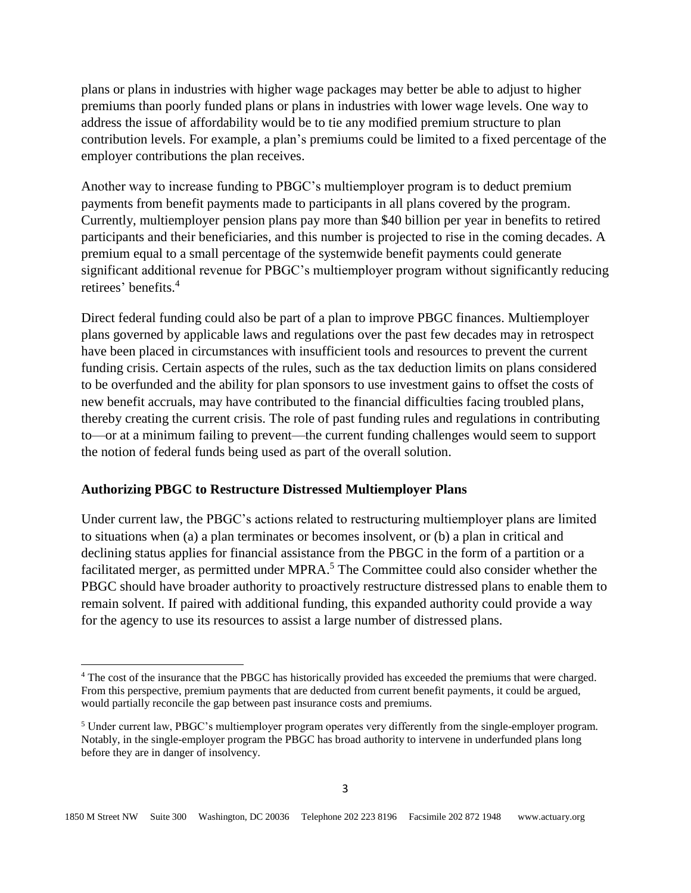plans or plans in industries with higher wage packages may better be able to adjust to higher premiums than poorly funded plans or plans in industries with lower wage levels. One way to address the issue of affordability would be to tie any modified premium structure to plan contribution levels. For example, a plan's premiums could be limited to a fixed percentage of the employer contributions the plan receives.

Another way to increase funding to PBGC's multiemployer program is to deduct premium payments from benefit payments made to participants in all plans covered by the program. Currently, multiemployer pension plans pay more than $40 billion per year in benefits to retired participants and their beneficiaries, and this number is projected to rise in the coming decades. A premium equal to a small percentage of the systemwide benefit payments could generate significant additional revenue for PBGC's multiemployer program without significantly reducing retirees' benefits.[4]

Direct federal funding could also be part of a plan to improve PBGC finances. Multiemployer plans governed by applicable laws and regulations over the past few decades may in retrospect have been placed in circumstances with insufficient tools and resources to prevent the current funding crisis. Certain aspects of the rules, such as the tax deduction limits on plans considered to be overfunded and the ability for plan sponsors to use investment gains to offset the costs of new benefit accruals, may have contributed to the financial difficulties facing troubled plans, thereby creating the current crisis. The role of past funding rules and regulations in contributing to—or at a minimum failing to prevent—the current funding challenges would seem to support the notion of federal funds being used as part of the overall solution.

**Authorizing PBGC to Restructure Distressed Multiemployer Plans**

Under current law, the PBGC's actions related to restructuring multiemployer plans are limited to situations when (a) a plan terminates or becomes insolvent, or (b) a plan in critical and declining status applies for financial assistance from the PBGC in the form of a partition or a facilitated merger, as permitted under MPRA.[5] The Committee could also consider whether the PBGC should have broader authority to proactively restructure distressed plans to enable them to remain solvent. If paired with additional funding, this expanded authority could provide a way for the agency to use its resources to assist a large number of distressed plans.

---

[4] The cost of the insurance that the PBGC has historically provided has exceeded the premiums that were charged. From this perspective, premium payments that are deducted from current benefit payments, it could be argued, would partially reconcile the gap between past insurance costs and premiums.

[5] Under current law, PBGC's multiemployer program operates very differently from the single-employer program. Notably, in the single-employer program the PBGC has broad authority to intervene in underfunded plans long before they are in danger of insolvency.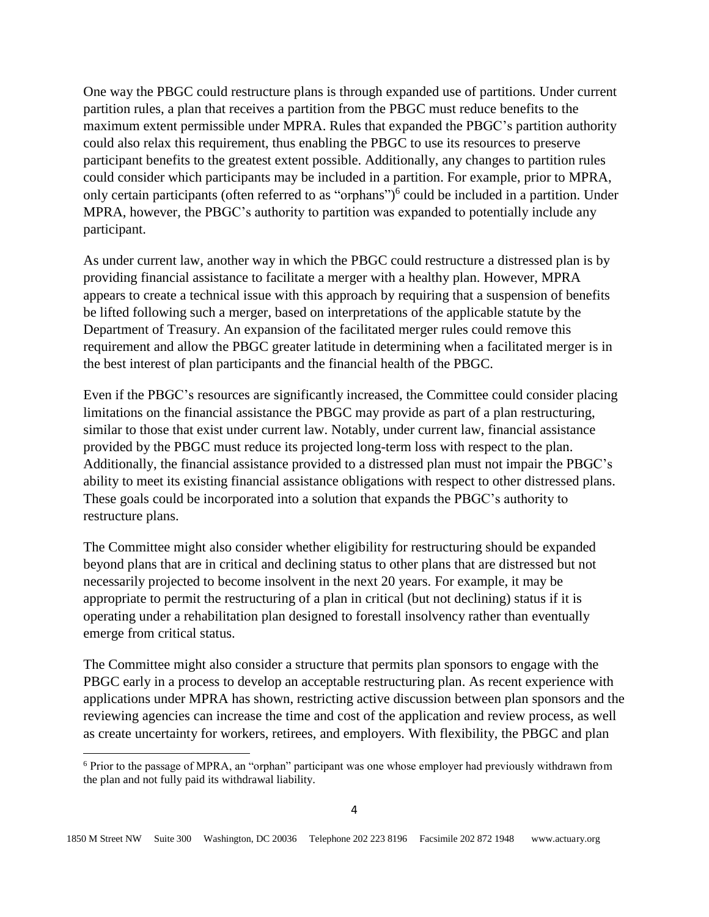One way the PBGC could restructure plans is through expanded use of partitions. Under current partition rules, a plan that receives a partition from the PBGC must reduce benefits to the maximum extent permissible under MPRA. Rules that expanded the PBGC's partition authority could also relax this requirement, thus enabling the PBGC to use its resources to preserve participant benefits to the greatest extent possible. Additionally, any changes to partition rules could consider which participants may be included in a partition. For example, prior to MPRA, only certain participants (often referred to as "orphans")[6] could be included in a partition. Under MPRA, however, the PBGC's authority to partition was expanded to potentially include any participant.

As under current law, another way in which the PBGC could restructure a distressed plan is by providing financial assistance to facilitate a merger with a healthy plan. However, MPRA appears to create a technical issue with this approach by requiring that a suspension of benefits be lifted following such a merger, based on interpretations of the applicable statute by the Department of Treasury. An expansion of the facilitated merger rules could remove this requirement and allow the PBGC greater latitude in determining when a facilitated merger is in the best interest of plan participants and the financial health of the PBGC.

Even if the PBGC's resources are significantly increased, the Committee could consider placing limitations on the financial assistance the PBGC may provide as part of a plan restructuring, similar to those that exist under current law. Notably, under current law, financial assistance provided by the PBGC must reduce its projected long-term loss with respect to the plan. Additionally, the financial assistance provided to a distressed plan must not impair the PBGC's ability to meet its existing financial assistance obligations with respect to other distressed plans. These goals could be incorporated into a solution that expands the PBGC's authority to restructure plans.

The Committee might also consider whether eligibility for restructuring should be expanded beyond plans that are in critical and declining status to other plans that are distressed but not necessarily projected to become insolvent in the next 20 years. For example, it may be appropriate to permit the restructuring of a plan in critical (but not declining) status if it is operating under a rehabilitation plan designed to forestall insolvency rather than eventually emerge from critical status.

The Committee might also consider a structure that permits plan sponsors to engage with the PBGC early in a process to develop an acceptable restructuring plan. As recent experience with applications under MPRA has shown, restricting active discussion between plan sponsors and the reviewing agencies can increase the time and cost of the application and review process, as well as create uncertainty for workers, retirees, and employers. With flexibility, the PBGC and plan

[6] Prior to the passage of MPRA, an "orphan" participant was one whose employer had previously withdrawn from the plan and not fully paid its withdrawal liability.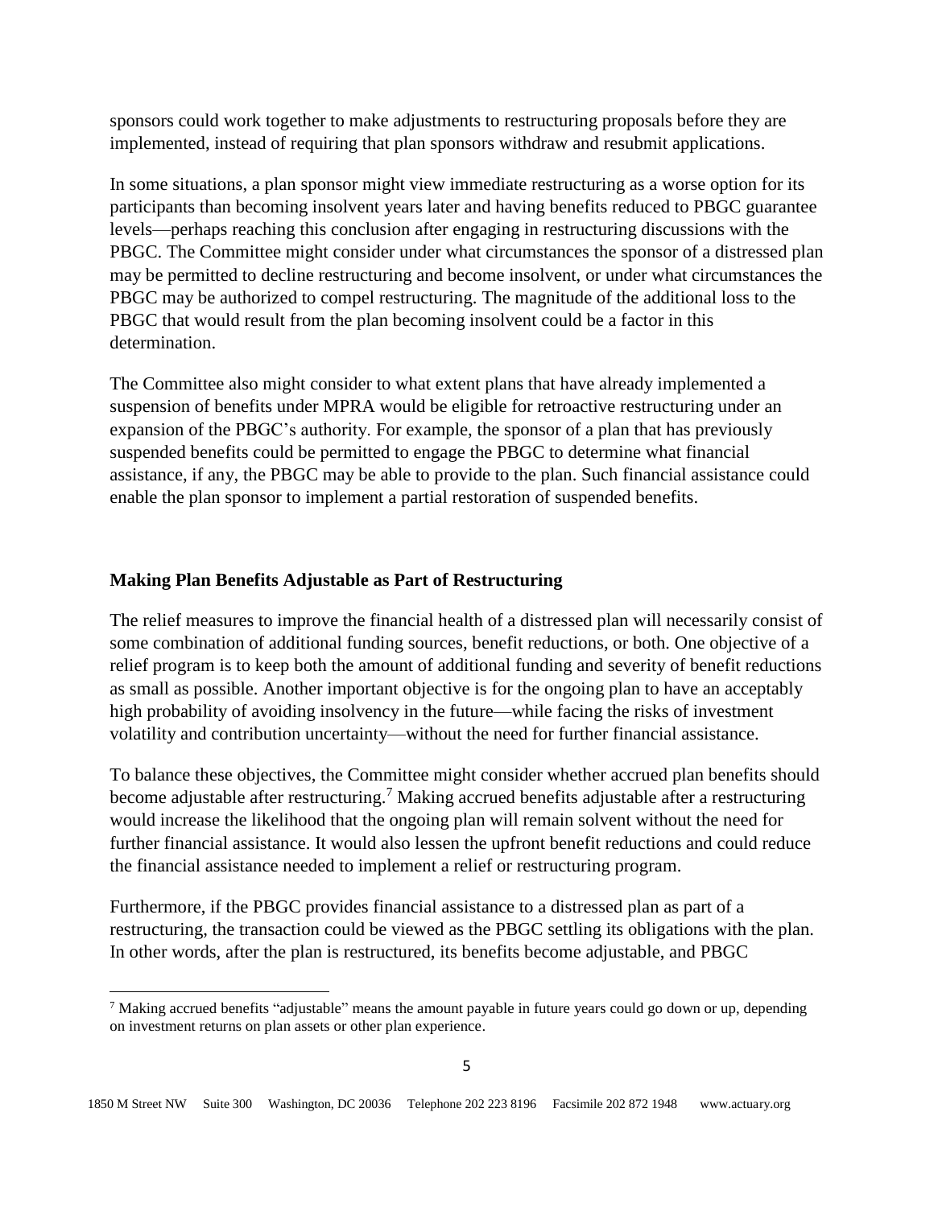sponsors could work together to make adjustments to restructuring proposals before they are implemented, instead of requiring that plan sponsors withdraw and resubmit applications.

In some situations, a plan sponsor might view immediate restructuring as a worse option for its participants than becoming insolvent years later and having benefits reduced to PBGC guarantee levels—perhaps reaching this conclusion after engaging in restructuring discussions with the PBGC. The Committee might consider under what circumstances the sponsor of a distressed plan may be permitted to decline restructuring and become insolvent, or under what circumstances the PBGC may be authorized to compel restructuring. The magnitude of the additional loss to the PBGC that would result from the plan becoming insolvent could be a factor in this determination.

The Committee also might consider to what extent plans that have already implemented a suspension of benefits under MPRA would be eligible for retroactive restructuring under an expansion of the PBGC's authority. For example, the sponsor of a plan that has previously suspended benefits could be permitted to engage the PBGC to determine what financial assistance, if any, the PBGC may be able to provide to the plan. Such financial assistance could enable the plan sponsor to implement a partial restoration of suspended benefits.

**Making Plan Benefits Adjustable as Part of Restructuring**

The relief measures to improve the financial health of a distressed plan will necessarily consist of some combination of additional funding sources, benefit reductions, or both. One objective of a relief program is to keep both the amount of additional funding and severity of benefit reductions as small as possible. Another important objective is for the ongoing plan to have an acceptably high probability of avoiding insolvency in the future—while facing the risks of investment volatility and contribution uncertainty—without the need for further financial assistance.

To balance these objectives, the Committee might consider whether accrued plan benefits should become adjustable after restructuring.[7] Making accrued benefits adjustable after a restructuring would increase the likelihood that the ongoing plan will remain solvent without the need for further financial assistance. It would also lessen the upfront benefit reductions and could reduce the financial assistance needed to implement a relief or restructuring program.

Furthermore, if the PBGC provides financial assistance to a distressed plan as part of a restructuring, the transaction could be viewed as the PBGC settling its obligations with the plan. In other words, after the plan is restructured, its benefits become adjustable, and PBGC

[7] Making accrued benefits "adjustable" means the amount payable in future years could go down or up, depending on investment returns on plan assets or other plan experience.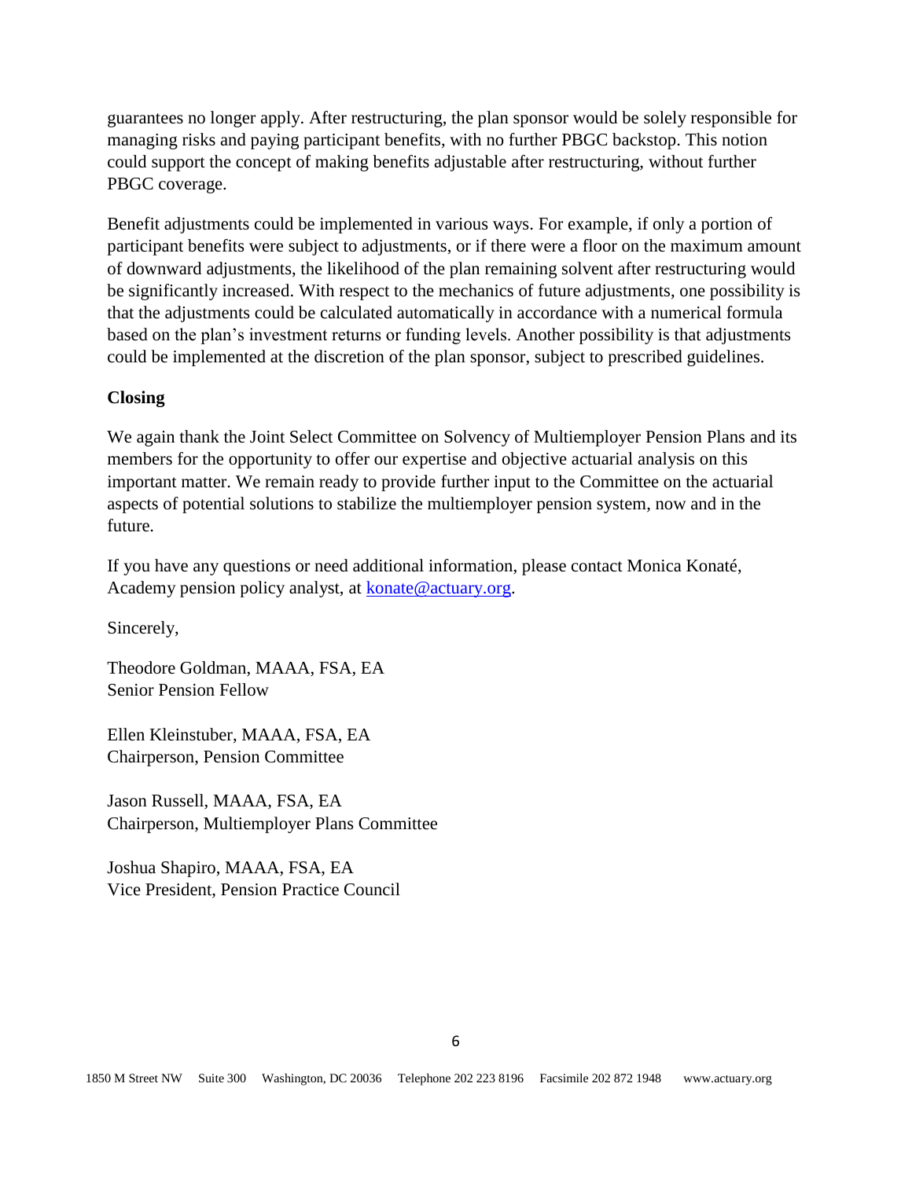guarantees no longer apply. After restructuring, the plan sponsor would be solely responsible for managing risks and paying participant benefits, with no further PBGC backstop. This notion could support the concept of making benefits adjustable after restructuring, without further PBGC coverage.

Benefit adjustments could be implemented in various ways. For example, if only a portion of participant benefits were subject to adjustments, or if there were a floor on the maximum amount of downward adjustments, the likelihood of the plan remaining solvent after restructuring would be significantly increased. With respect to the mechanics of future adjustments, one possibility is that the adjustments could be calculated automatically in accordance with a numerical formula based on the plan's investment returns or funding levels. Another possibility is that adjustments could be implemented at the discretion of the plan sponsor, subject to prescribed guidelines.

**Closing**

We again thank the Joint Select Committee on Solvency of Multiemployer Pension Plans and its members for the opportunity to offer our expertise and objective actuarial analysis on this important matter. We remain ready to provide further input to the Committee on the actuarial aspects of potential solutions to stabilize the multiemployer pension system, now and in the future.

If you have any questions or need additional information, please contact Monica Konaté, Academy pension policy analyst, at konate@actuary.org.

Sincerely,

Theodore Goldman, MAAA, FSA, EA
Senior Pension Fellow

Ellen Kleinstuber, MAAA, FSA, EA
Chairperson, Pension Committee

Jason Russell, MAAA, FSA, EA
Chairperson, Multiemployer Plans Committee

Joshua Shapiro, MAAA, FSA, EA
Vice President, Pension Practice Council